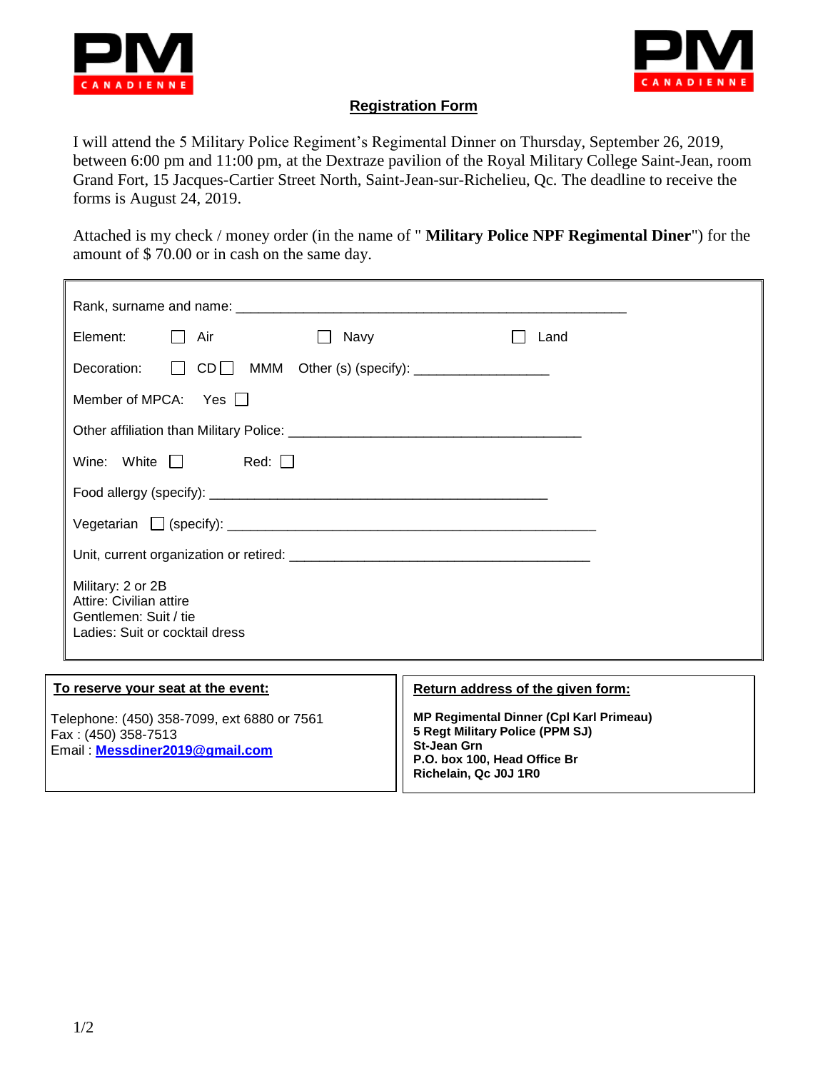PM CANADIENNE

PM CANADIENNE

## Registration Form

I will attend the 5 Military Police Regiment's Regimental Dinner on Thursday, September 26, 2019, between 6:00 pm and 11:00 pm, at the Dextraze pavilion of the Royal Military College Saint-Jean, room Grand Fort, 15 Jacques-Cartier Street North, Saint-Jean-sur-Richelieu, Qc. The deadline to receive the forms is August 24, 2019.

Attached is my check / money order (in the name of " **Military Police NPF Regimental Diner**") for the amount of $ 70.00 or in cash on the same day.

Rank, surname and name: ______________________________________________________

Element: ☐ Air ☐ Navy ☐ Land

Decoration: ☐ CD ☐ MMM Other (s) (specify): __________________

Member of MPCA: Yes ☐

Other affiliation than Military Police: ________________________________________

Wine: White ☐ Red: ☐

Food allergy (specify): _______________________________________________

Vegetarian ☐ (specify): ___________________________________________________

Unit, current organization or retired: __________________________________________

Military: 2 or 2B
Attire: Civilian attire
Gentlemen: Suit / tie
Ladies: Suit or cocktail dress

**To reserve your seat at the event:**

Telephone: (450) 358-7099, ext 6880 or 7561
Fax : (450) 358-7513
Email : **Messdiner2019@gmail.com**

**Return address of the given form:**

**MP Regimental Dinner (Cpl Karl Primeau)**
**5 Regt Military Police (PPM SJ)**
**St-Jean Grn**
**P.O. box 100, Head Office Br**
**Richelain, Qc J0J 1R0**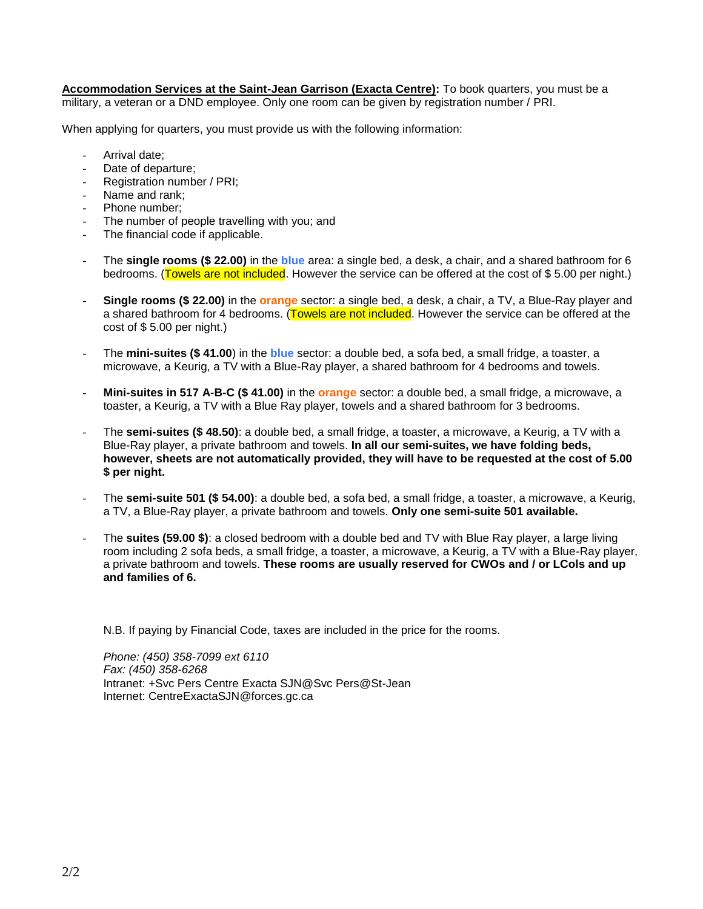**Accommodation Services at the Saint-Jean Garrison (Exacta Centre):** To book quarters, you must be a military, a veteran or a DND employee. Only one room can be given by registration number / PRI.

When applying for quarters, you must provide us with the following information:

- Arrival date;
- Date of departure;
- Registration number / PRI;
- Name and rank;
- Phone number;
- The number of people travelling with you; and
- The financial code if applicable.

- The **single rooms ($ 22.00)** in the **blue** area: a single bed, a desk, a chair, and a shared bathroom for 6 bedrooms. (Towels are not included. However the service can be offered at the cost of $ 5.00 per night.)

- **Single rooms ($ 22.00)** in the **orange** sector: a single bed, a desk, a chair, a TV, a Blue-Ray player and a shared bathroom for 4 bedrooms. (Towels are not included. However the service can be offered at the cost of $ 5.00 per night.)

- The **mini-suites ($ 41.00**) in the **blue** sector: a double bed, a sofa bed, a small fridge, a toaster, a microwave, a Keurig, a TV with a Blue-Ray player, a shared bathroom for 4 bedrooms and towels.

- **Mini-suites in 517 A-B-C ($ 41.00)** in the **orange** sector: a double bed, a small fridge, a microwave, a toaster, a Keurig, a TV with a Blue Ray player, towels and a shared bathroom for 3 bedrooms.

- The **semi-suites ($ 48.50)**: a double bed, a small fridge, a toaster, a microwave, a Keurig, a TV with a Blue-Ray player, a private bathroom and towels. **In all our semi-suites, we have folding beds, however, sheets are not automatically provided, they will have to be requested at the cost of 5.00 $ per night.**

- The **semi-suite 501 ($ 54.00)**: a double bed, a sofa bed, a small fridge, a toaster, a microwave, a Keurig, a TV, a Blue-Ray player, a private bathroom and towels. **Only one semi-suite 501 available.**

- The **suites (59.00 $)**: a closed bedroom with a double bed and TV with Blue Ray player, a large living room including 2 sofa beds, a small fridge, a toaster, a microwave, a Keurig, a TV with a Blue-Ray player, a private bathroom and towels. **These rooms are usually reserved for CWOs and / or LCols and up and families of 6.**

N.B. If paying by Financial Code, taxes are included in the price for the rooms.

*Phone: (450) 358-7099 ext 6110*
*Fax: (450) 358-6268*
Intranet: +Svc Pers Centre Exacta SJN@Svc Pers@St-Jean
Internet: CentreExactaSJN@forces.gc.ca